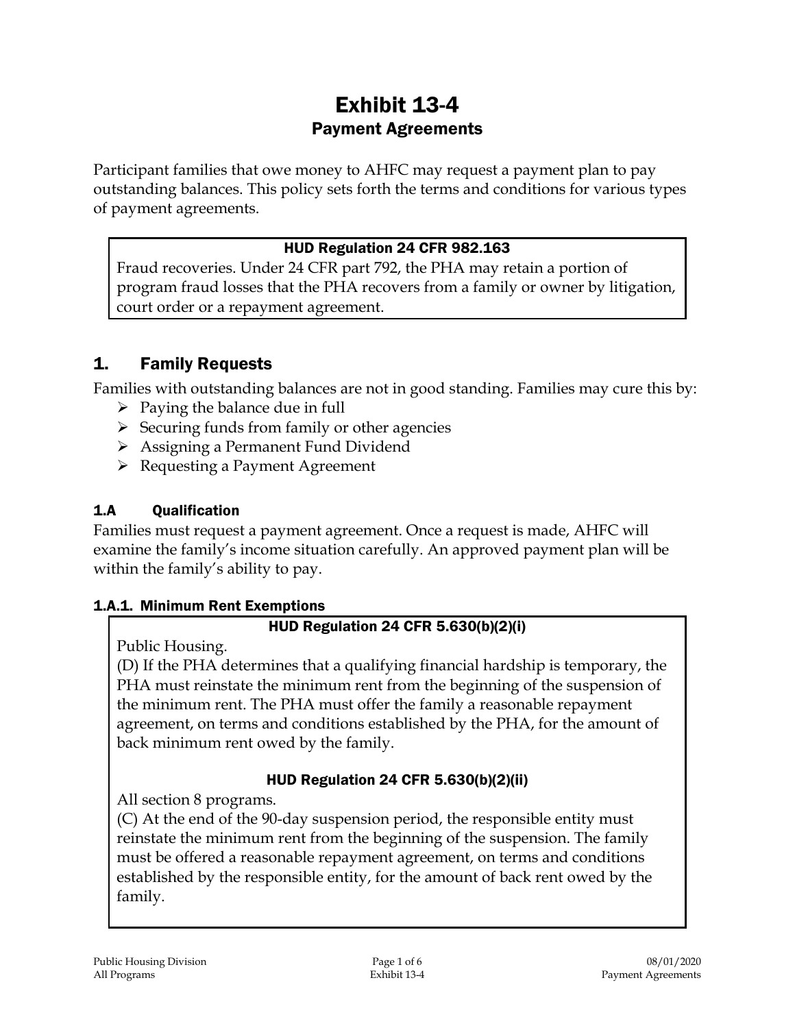# Exhibit 13-4

## Payment Agreements

Participant families that owe money to AHFC may request a payment plan to pay outstanding balances. This policy sets forth the terms and conditions for various types of payment agreements.

> **HUD Regulation 24 CFR 982.163**
>
> Fraud recoveries. Under 24 CFR part 792, the PHA may retain a portion of program fraud losses that the PHA recovers from a family or owner by litigation, court order or a repayment agreement.

## 1. Family Requests

Families with outstanding balances are not in good standing. Families may cure this by:

- Paying the balance due in full
- Securing funds from family or other agencies
- Assigning a Permanent Fund Dividend
- Requesting a Payment Agreement

### 1.A Qualification

Families must request a payment agreement. Once a request is made, AHFC will examine the family's income situation carefully. An approved payment plan will be within the family's ability to pay.

#### 1.A.1. Minimum Rent Exemptions

> **HUD Regulation 24 CFR 5.630(b)(2)(i)**
>
> Public Housing.
>
> (D) If the PHA determines that a qualifying financial hardship is temporary, the PHA must reinstate the minimum rent from the beginning of the suspension of the minimum rent. The PHA must offer the family a reasonable repayment agreement, on terms and conditions established by the PHA, for the amount of back minimum rent owed by the family.
>
> **HUD Regulation 24 CFR 5.630(b)(2)(ii)**
>
> All section 8 programs.
>
> (C) At the end of the 90-day suspension period, the responsible entity must reinstate the minimum rent from the beginning of the suspension. The family must be offered a reasonable repayment agreement, on terms and conditions established by the responsible entity, for the amount of back rent owed by the family.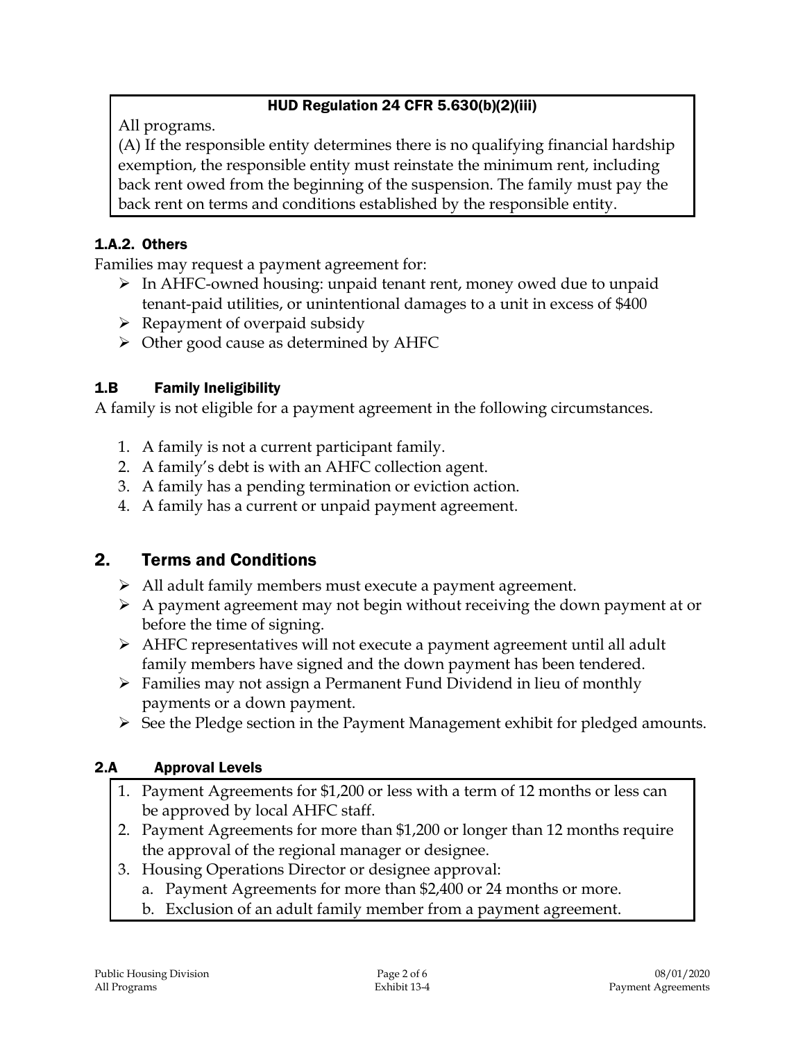**HUD Regulation 24 CFR 5.630(b)(2)(iii)**

All programs.

(A) If the responsible entity determines there is no qualifying financial hardship exemption, the responsible entity must reinstate the minimum rent, including back rent owed from the beginning of the suspension. The family must pay the back rent on terms and conditions established by the responsible entity.

### 1.A.2. Others

Families may request a payment agreement for:

- In AHFC-owned housing: unpaid tenant rent, money owed due to unpaid tenant-paid utilities, or unintentional damages to a unit in excess of $400
- Repayment of overpaid subsidy
- Other good cause as determined by AHFC

### 1.B Family Ineligibility

A family is not eligible for a payment agreement in the following circumstances.

1. A family is not a current participant family.
2. A family's debt is with an AHFC collection agent.
3. A family has a pending termination or eviction action.
4. A family has a current or unpaid payment agreement.

## 2. Terms and Conditions

- All adult family members must execute a payment agreement.
- A payment agreement may not begin without receiving the down payment at or before the time of signing.
- AHFC representatives will not execute a payment agreement until all adult family members have signed and the down payment has been tendered.
- Families may not assign a Permanent Fund Dividend in lieu of monthly payments or a down payment.
- See the Pledge section in the Payment Management exhibit for pledged amounts.

### 2.A Approval Levels

1. Payment Agreements for $1,200 or less with a term of 12 months or less can be approved by local AHFC staff.
2. Payment Agreements for more than $1,200 or longer than 12 months require the approval of the regional manager or designee.
3. Housing Operations Director or designee approval:
   a. Payment Agreements for more than $2,400 or 24 months or more.
   b. Exclusion of an adult family member from a payment agreement.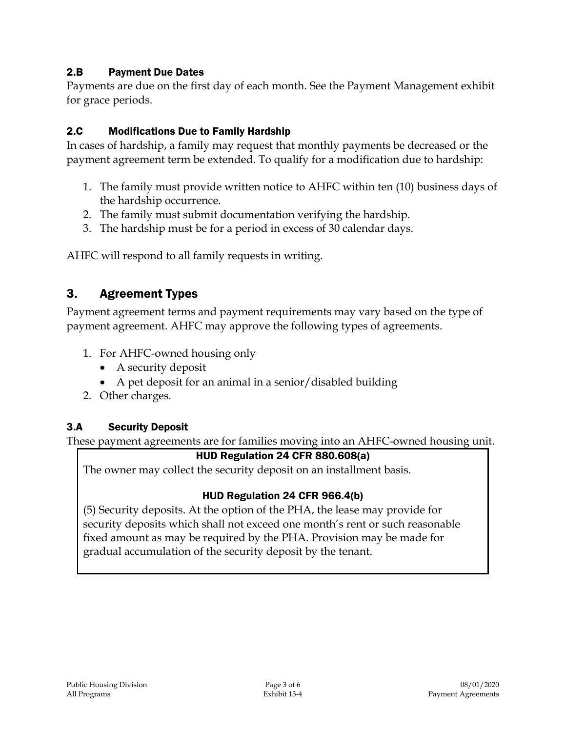### 2.B Payment Due Dates

Payments are due on the first day of each month. See the Payment Management exhibit for grace periods.

### 2.C Modifications Due to Family Hardship

In cases of hardship, a family may request that monthly payments be decreased or the payment agreement term be extended. To qualify for a modification due to hardship:

1. The family must provide written notice to AHFC within ten (10) business days of the hardship occurrence.
2. The family must submit documentation verifying the hardship.
3. The hardship must be for a period in excess of 30 calendar days.

AHFC will respond to all family requests in writing.

## 3. Agreement Types

Payment agreement terms and payment requirements may vary based on the type of payment agreement. AHFC may approve the following types of agreements.

1. For AHFC-owned housing only
   - A security deposit
   - A pet deposit for an animal in a senior/disabled building
2. Other charges.

### 3.A Security Deposit

These payment agreements are for families moving into an AHFC-owned housing unit.

> **HUD Regulation 24 CFR 880.608(a)**
>
> The owner may collect the security deposit on an installment basis.
>
> **HUD Regulation 24 CFR 966.4(b)**
>
> (5) Security deposits. At the option of the PHA, the lease may provide for security deposits which shall not exceed one month's rent or such reasonable fixed amount as may be required by the PHA. Provision may be made for gradual accumulation of the security deposit by the tenant.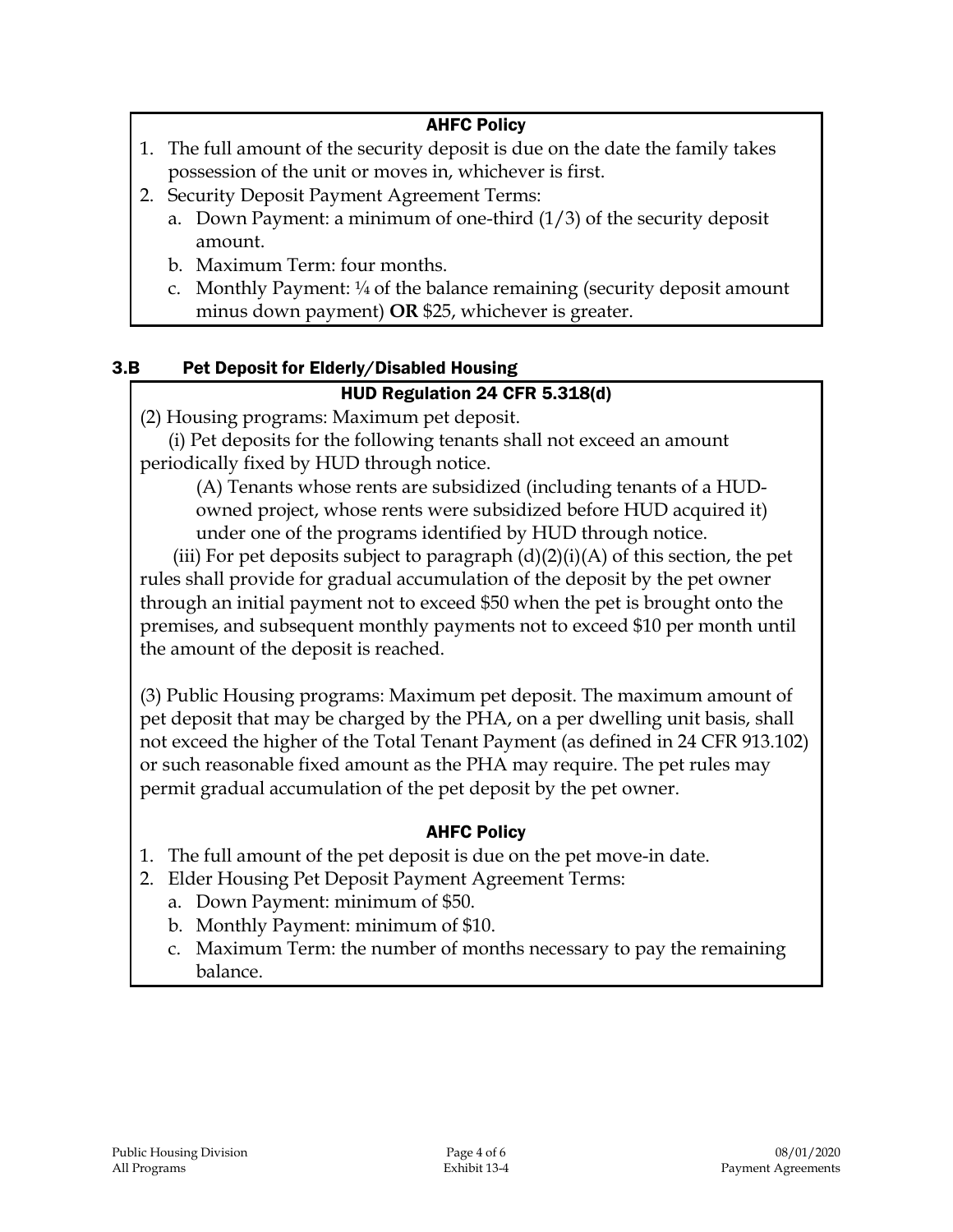**AHFC Policy**

1. The full amount of the security deposit is due on the date the family takes possession of the unit or moves in, whichever is first.
2. Security Deposit Payment Agreement Terms:
   a. Down Payment: a minimum of one-third (1/3) of the security deposit amount.
   b. Maximum Term: four months.
   c. Monthly Payment: ¼ of the balance remaining (security deposit amount minus down payment) **OR** $25, whichever is greater.

## 3.B Pet Deposit for Elderly/Disabled Housing

**HUD Regulation 24 CFR 5.318(d)**

(2) Housing programs: Maximum pet deposit.

(i) Pet deposits for the following tenants shall not exceed an amount periodically fixed by HUD through notice.

(A) Tenants whose rents are subsidized (including tenants of a HUD-owned project, whose rents were subsidized before HUD acquired it) under one of the programs identified by HUD through notice.

(iii) For pet deposits subject to paragraph (d)(2)(i)(A) of this section, the pet rules shall provide for gradual accumulation of the deposit by the pet owner through an initial payment not to exceed $50 when the pet is brought onto the premises, and subsequent monthly payments not to exceed $10 per month until the amount of the deposit is reached.

(3) Public Housing programs: Maximum pet deposit. The maximum amount of pet deposit that may be charged by the PHA, on a per dwelling unit basis, shall not exceed the higher of the Total Tenant Payment (as defined in 24 CFR 913.102) or such reasonable fixed amount as the PHA may require. The pet rules may permit gradual accumulation of the pet deposit by the pet owner.

**AHFC Policy**

1. The full amount of the pet deposit is due on the pet move-in date.
2. Elder Housing Pet Deposit Payment Agreement Terms:
   a. Down Payment: minimum of $50.
   b. Monthly Payment: minimum of $10.
   c. Maximum Term: the number of months necessary to pay the remaining balance.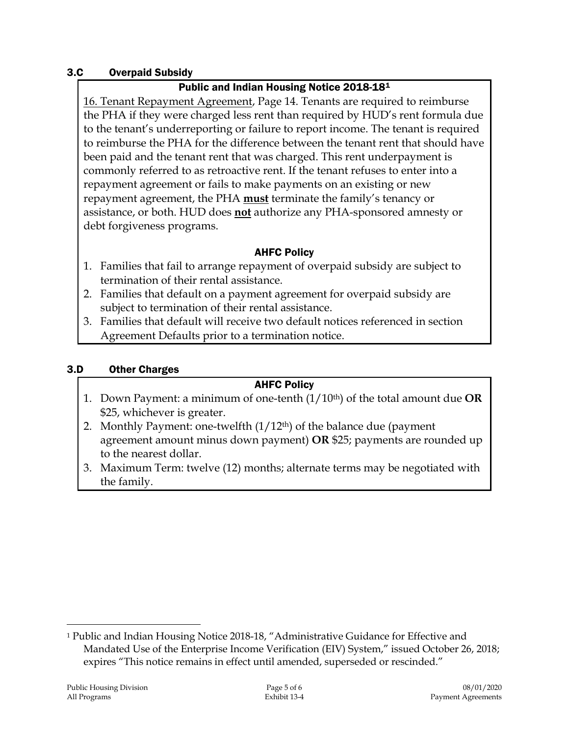## 3.C Overpaid Subsidy

### Public and Indian Housing Notice 2018-18[1]

16. Tenant Repayment Agreement, Page 14. Tenants are required to reimburse the PHA if they were charged less rent than required by HUD's rent formula due to the tenant's underreporting or failure to report income. The tenant is required to reimburse the PHA for the difference between the tenant rent that should have been paid and the tenant rent that was charged. This rent underpayment is commonly referred to as retroactive rent. If the tenant refuses to enter into a repayment agreement or fails to make payments on an existing or new repayment agreement, the PHA **must** terminate the family's tenancy or assistance, or both. HUD does **not** authorize any PHA-sponsored amnesty or debt forgiveness programs.

### AHFC Policy

1. Families that fail to arrange repayment of overpaid subsidy are subject to termination of their rental assistance.
2. Families that default on a payment agreement for overpaid subsidy are subject to termination of their rental assistance.
3. Families that default will receive two default notices referenced in section Agreement Defaults prior to a termination notice.

## 3.D Other Charges

### AHFC Policy

1. Down Payment: a minimum of one-tenth (1/10th) of the total amount due **OR** $25, whichever is greater.
2. Monthly Payment: one-twelfth (1/12th) of the balance due (payment agreement amount minus down payment) **OR** $25; payments are rounded up to the nearest dollar.
3. Maximum Term: twelve (12) months; alternate terms may be negotiated with the family.

---

[1] Public and Indian Housing Notice 2018-18, "Administrative Guidance for Effective and Mandated Use of the Enterprise Income Verification (EIV) System," issued October 26, 2018; expires "This notice remains in effect until amended, superseded or rescinded."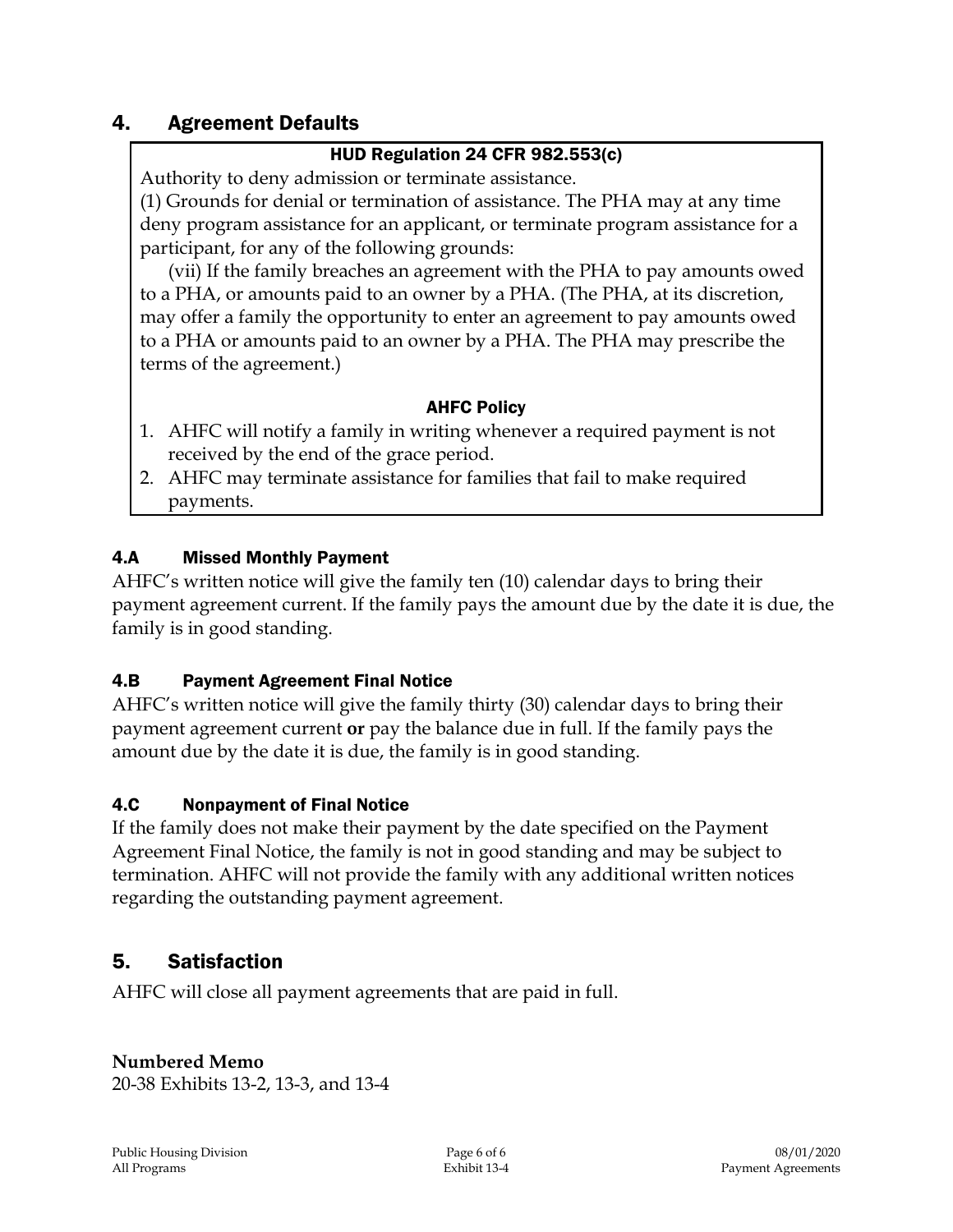## 4. Agreement Defaults

**HUD Regulation 24 CFR 982.553(c)**

Authority to deny admission or terminate assistance.

(1) Grounds for denial or termination of assistance. The PHA may at any time deny program assistance for an applicant, or terminate program assistance for a participant, for any of the following grounds:

(vii) If the family breaches an agreement with the PHA to pay amounts owed to a PHA, or amounts paid to an owner by a PHA. (The PHA, at its discretion, may offer a family the opportunity to enter an agreement to pay amounts owed to a PHA or amounts paid to an owner by a PHA. The PHA may prescribe the terms of the agreement.)

**AHFC Policy**

1. AHFC will notify a family in writing whenever a required payment is not received by the end of the grace period.
2. AHFC may terminate assistance for families that fail to make required payments.

### 4.A Missed Monthly Payment

AHFC's written notice will give the family ten (10) calendar days to bring their payment agreement current. If the family pays the amount due by the date it is due, the family is in good standing.

### 4.B Payment Agreement Final Notice

AHFC's written notice will give the family thirty (30) calendar days to bring their payment agreement current **or** pay the balance due in full. If the family pays the amount due by the date it is due, the family is in good standing.

### 4.C Nonpayment of Final Notice

If the family does not make their payment by the date specified on the Payment Agreement Final Notice, the family is not in good standing and may be subject to termination. AHFC will not provide the family with any additional written notices regarding the outstanding payment agreement.

## 5. Satisfaction

AHFC will close all payment agreements that are paid in full.

**Numbered Memo**

20-38 Exhibits 13-2, 13-3, and 13-4